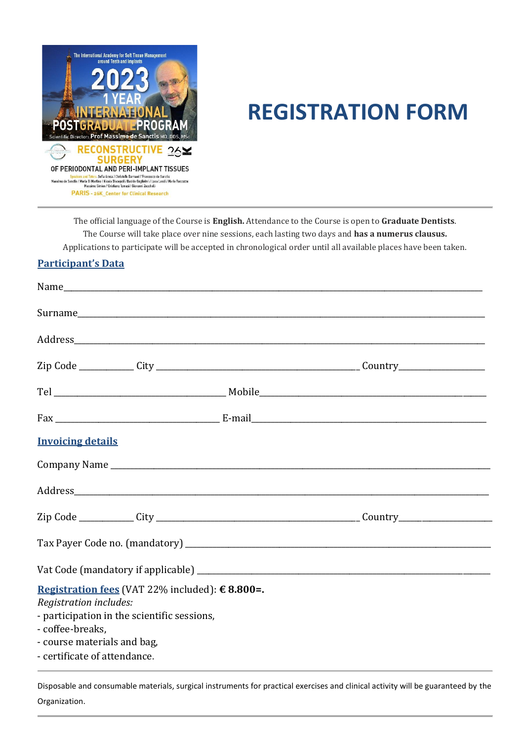# REGISTRATION FORM

The official language of the Course is **English.** Attendance to the Course is open to **Graduate Dentists**.
The Course will take place over nine sessions, each lasting two days and **has a numerus clausus.**
Applications to participate will be accepted in chronological order until all available places have been taken.

## Participant's Data

Name_______________________________________________________________________________

Surname____________________________________________________________________________

Address____________________________________________________________________________

Zip Code ___________ City ____________________________________________ Country__________________

Tel _____________________________________ Mobile_____________________________________________

Fax ____________________________________ E-mail______________________________________________

## Invoicing details

Company Name _______________________________________________________________________

Address____________________________________________________________________________

Zip Code ___________ City ____________________________________________ Country____________________

Tax Payer Code no. (mandatory) _________________________________________________________

Vat Code (mandatory if applicable) ______________________________________________________

**Registration fees** (VAT 22% included): **€ 8.800=.**

*Registration includes:*

- participation in the scientific sessions,
- coffee-breaks,
- course materials and bag,
- certificate of attendance.

---

Disposable and consumable materials, surgical instruments for practical exercises and clinical activity will be guaranteed by the Organization.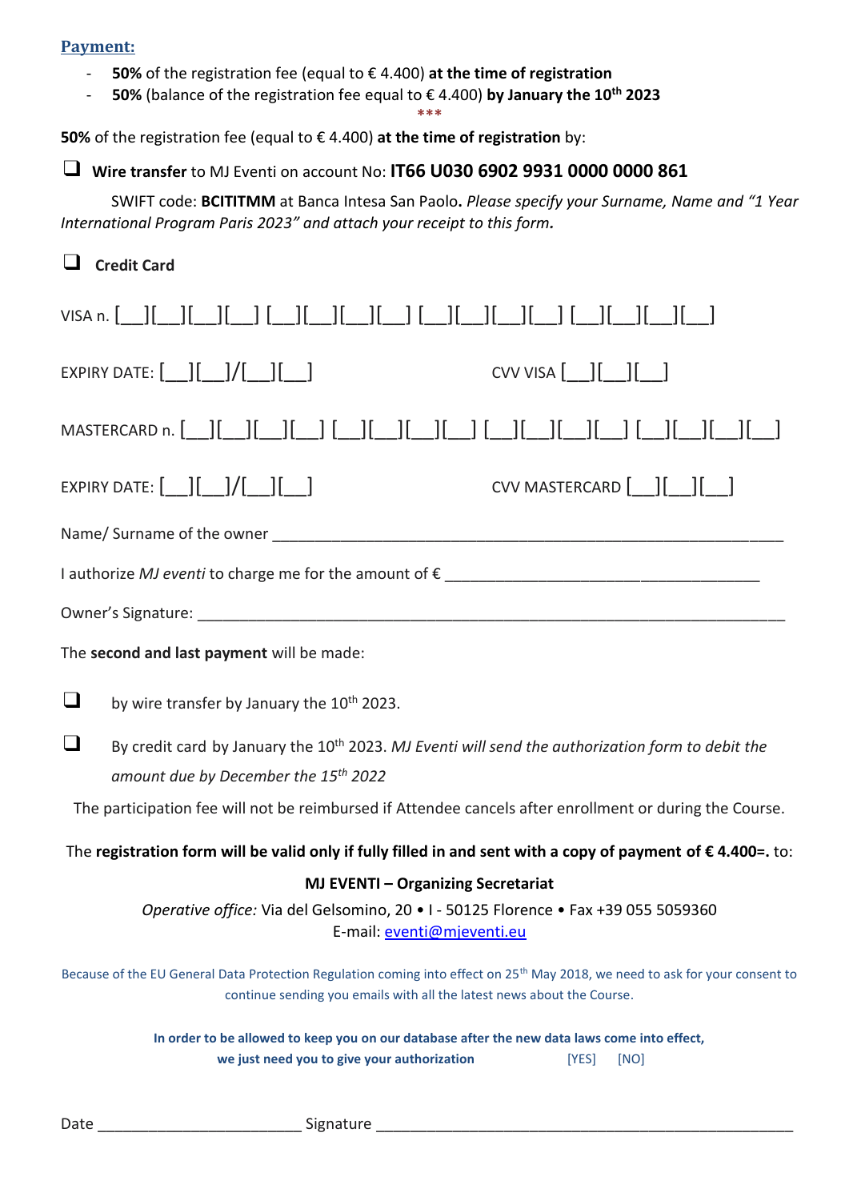## Payment:

- **50%** of the registration fee (equal to € 4.400) **at the time of registration**
- **50%** (balance of the registration fee equal to € 4.400) **by January the 10th 2023**

***

**50%** of the registration fee (equal to € 4.400) **at the time of registration** by:

❑ **Wire transfer** to MJ Eventi on account No: **IT66 U030 6902 9931 0000 0000 861**

SWIFT code: **BCITITMM** at Banca Intesa San Paolo**.** *Please specify your Surname, Name and "1 Year International Program Paris 2023" and attach your receipt to this form.*

❑ **Credit Card**

VISA n. [__][__][__][__] [__][__][__][__] [__][__][__][__] [__][__][__][__]

EXPIRY DATE: [__][__]/[__][__]     CVV VISA [__][__][__]

MASTERCARD n. [__][__][__][__] [__][__][__][__] [__][__][__][__] [__][__][__][__]

EXPIRY DATE: [__][__]/[__][__]     CVV MASTERCARD [__][__][__]

Name/ Surname of the owner ______________________________________________

I authorize *MJ eventi* to charge me for the amount of € ______________________________

Owner's Signature: ______________________________________________________

The **second and last payment** will be made:

❑ by wire transfer by January the 10th 2023.

❑ By credit card by January the 10th 2023. *MJ Eventi will send the authorization form to debit the amount due by December the 15th 2022*

The participation fee will not be reimbursed if Attendee cancels after enrollment or during the Course.

The **registration form will be valid only if fully filled in and sent with a copy of payment of € 4.400=.** to:

**MJ EVENTI – Organizing Secretariat**

*Operative office:* Via del Gelsomino, 20 • I - 50125 Florence • Fax +39 055 5059360
E-mail: eventi@mjeventi.eu

Because of the EU General Data Protection Regulation coming into effect on 25th May 2018, we need to ask for your consent to continue sending you emails with all the latest news about the Course.

**In order to be allowed to keep you on our database after the new data laws come into effect, we just need you to give your authorization** [YES] [NO]

Date ______________________ Signature ______________________________________